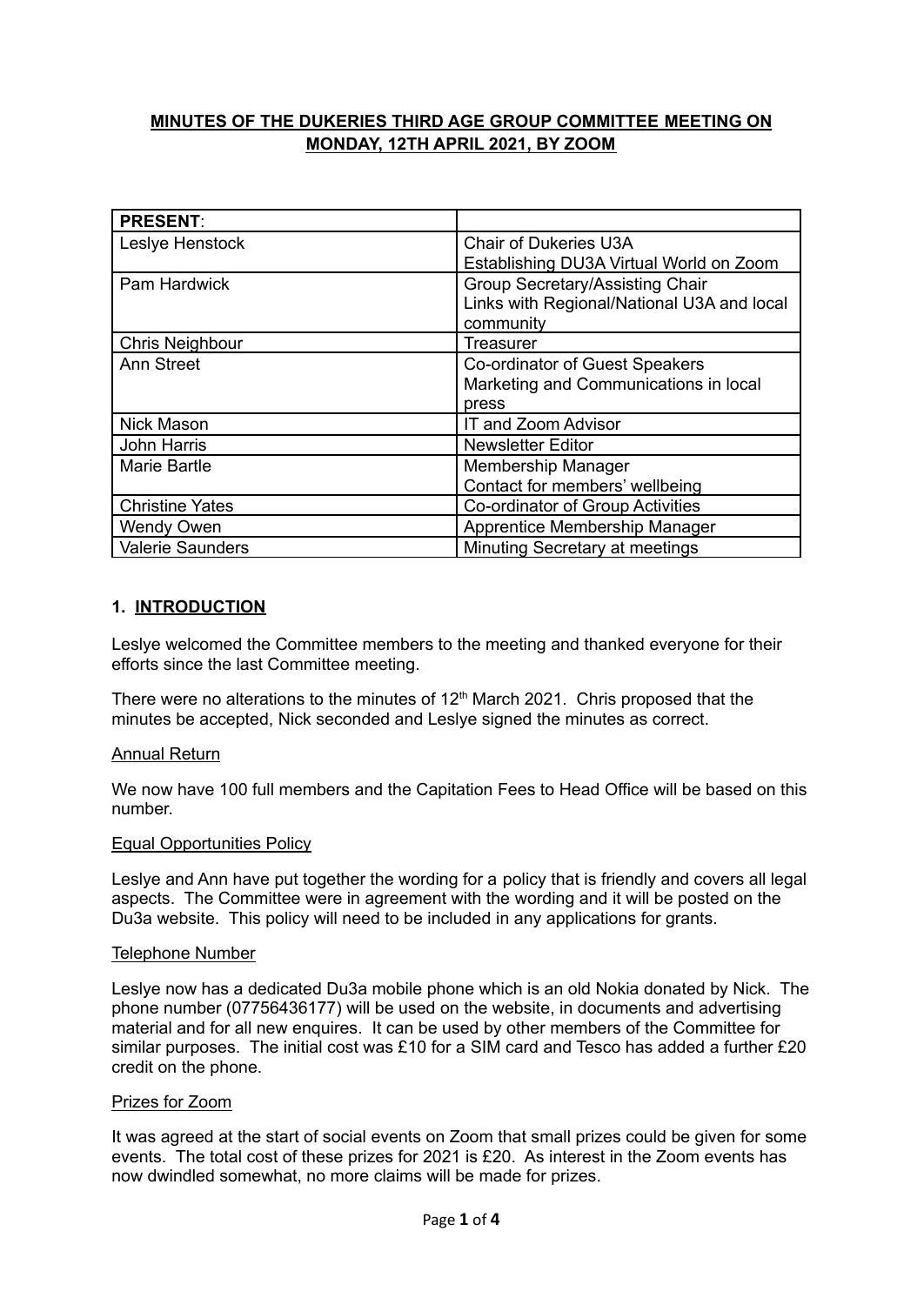# MINUTES OF THE DUKERIES THIRD AGE GROUP COMMITTEE MEETING ON MONDAY, 12TH APRIL 2021, BY ZOOM

| **PRESENT**: | |
|---|---|
| Leslye Henstock | Chair of Dukeries U3A<br>Establishing DU3A Virtual World on Zoom |
| Pam Hardwick | Group Secretary/Assisting Chair<br>Links with Regional/National U3A and local community |
| Chris Neighbour | Treasurer |
| Ann Street | Co-ordinator of Guest Speakers<br>Marketing and Communications in local press |
| Nick Mason | IT and Zoom Advisor |
| John Harris | Newsletter Editor |
| Marie Bartle | Membership Manager<br>Contact for members' wellbeing |
| Christine Yates | Co-ordinator of Group Activities |
| Wendy Owen | Apprentice Membership Manager |
| Valerie Saunders | Minuting Secretary at meetings |

## 1. INTRODUCTION

Leslye welcomed the Committee members to the meeting and thanked everyone for their efforts since the last Committee meeting.

There were no alterations to the minutes of 12th March 2021. Chris proposed that the minutes be accepted, Nick seconded and Leslye signed the minutes as correct.

### Annual Return

We now have 100 full members and the Capitation Fees to Head Office will be based on this number.

### Equal Opportunities Policy

Leslye and Ann have put together the wording for a policy that is friendly and covers all legal aspects. The Committee were in agreement with the wording and it will be posted on the Du3a website. This policy will need to be included in any applications for grants.

### Telephone Number

Leslye now has a dedicated Du3a mobile phone which is an old Nokia donated by Nick. The phone number (07756436177) will be used on the website, in documents and advertising material and for all new enquires. It can be used by other members of the Committee for similar purposes. The initial cost was £10 for a SIM card and Tesco has added a further £20 credit on the phone.

### Prizes for Zoom

It was agreed at the start of social events on Zoom that small prizes could be given for some events. The total cost of these prizes for 2021 is £20. As interest in the Zoom events has now dwindled somewhat, no more claims will be made for prizes.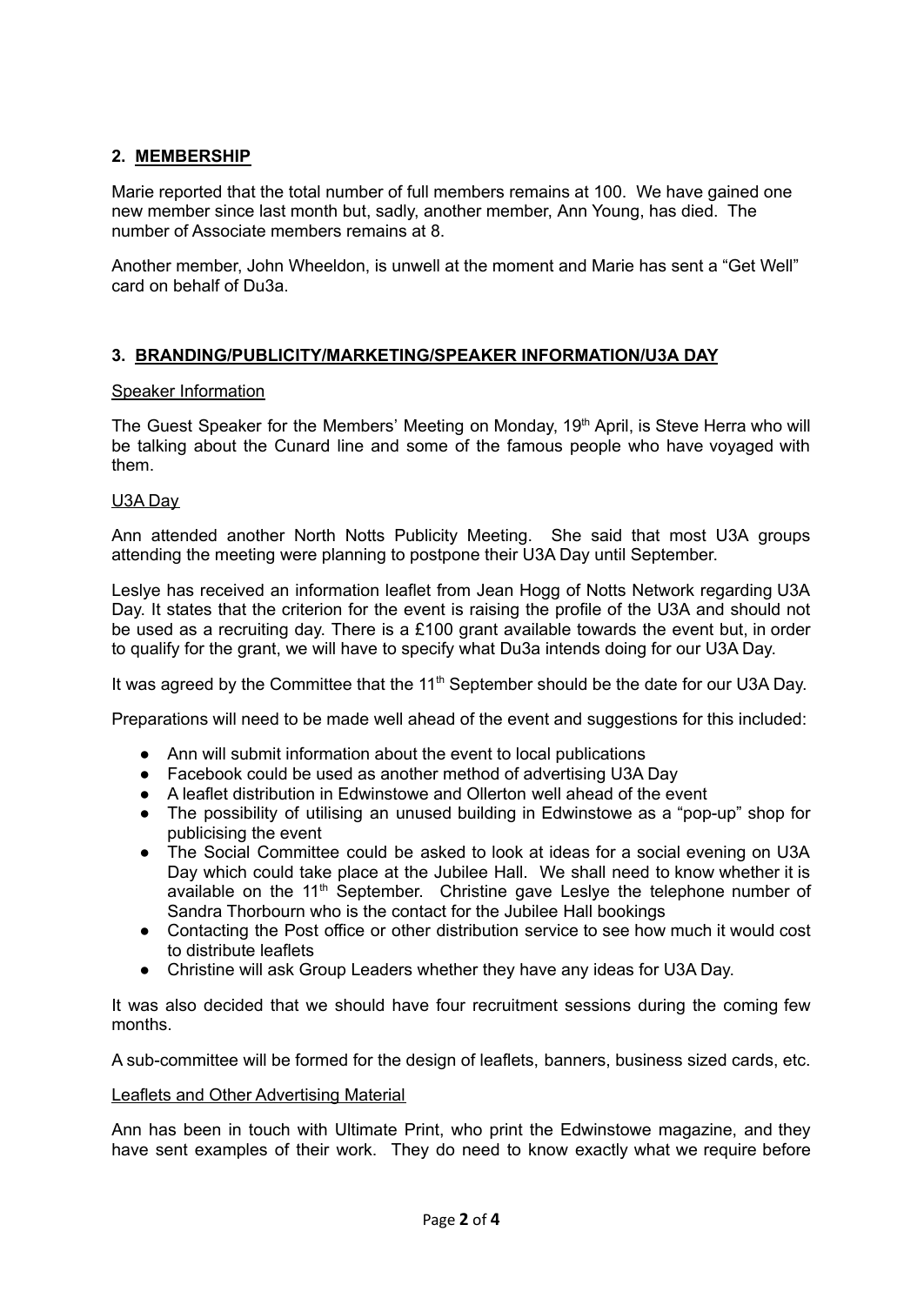## 2. MEMBERSHIP

Marie reported that the total number of full members remains at 100. We have gained one new member since last month but, sadly, another member, Ann Young, has died. The number of Associate members remains at 8.

Another member, John Wheeldon, is unwell at the moment and Marie has sent a "Get Well" card on behalf of Du3a.

## 3. BRANDING/PUBLICITY/MARKETING/SPEAKER INFORMATION/U3A DAY

Speaker Information

The Guest Speaker for the Members' Meeting on Monday, 19th April, is Steve Herra who will be talking about the Cunard line and some of the famous people who have voyaged with them.

U3A Day

Ann attended another North Notts Publicity Meeting. She said that most U3A groups attending the meeting were planning to postpone their U3A Day until September.

Leslye has received an information leaflet from Jean Hogg of Notts Network regarding U3A Day. It states that the criterion for the event is raising the profile of the U3A and should not be used as a recruiting day. There is a £100 grant available towards the event but, in order to qualify for the grant, we will have to specify what Du3a intends doing for our U3A Day.

It was agreed by the Committee that the 11th September should be the date for our U3A Day.

Preparations will need to be made well ahead of the event and suggestions for this included:

- Ann will submit information about the event to local publications
- Facebook could be used as another method of advertising U3A Day
- A leaflet distribution in Edwinstowe and Ollerton well ahead of the event
- The possibility of utilising an unused building in Edwinstowe as a "pop-up" shop for publicising the event
- The Social Committee could be asked to look at ideas for a social evening on U3A Day which could take place at the Jubilee Hall. We shall need to know whether it is available on the 11th September. Christine gave Leslye the telephone number of Sandra Thorbourn who is the contact for the Jubilee Hall bookings
- Contacting the Post office or other distribution service to see how much it would cost to distribute leaflets
- Christine will ask Group Leaders whether they have any ideas for U3A Day.

It was also decided that we should have four recruitment sessions during the coming few months.

A sub-committee will be formed for the design of leaflets, banners, business sized cards, etc.

Leaflets and Other Advertising Material

Ann has been in touch with Ultimate Print, who print the Edwinstowe magazine, and they have sent examples of their work. They do need to know exactly what we require before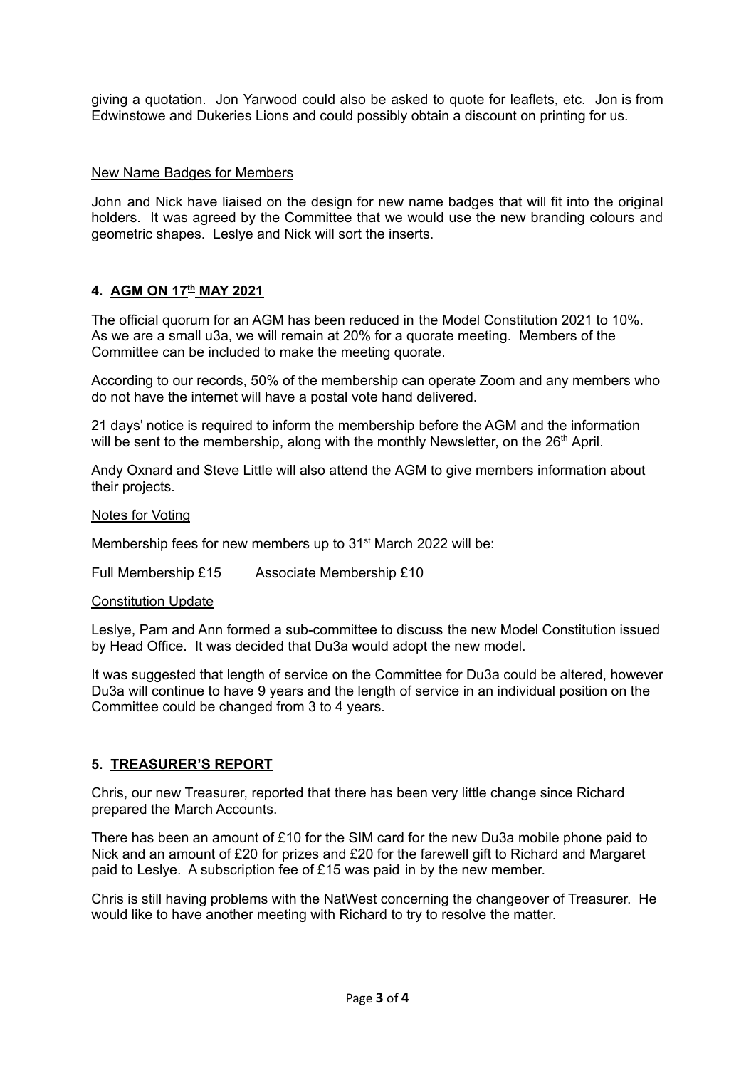giving a quotation. Jon Yarwood could also be asked to quote for leaflets, etc. Jon is from Edwinstowe and Dukeries Lions and could possibly obtain a discount on printing for us.

New Name Badges for Members

John and Nick have liaised on the design for new name badges that will fit into the original holders. It was agreed by the Committee that we would use the new branding colours and geometric shapes. Leslye and Nick will sort the inserts.

## 4. AGM ON 17th MAY 2021

The official quorum for an AGM has been reduced in the Model Constitution 2021 to 10%. As we are a small u3a, we will remain at 20% for a quorate meeting. Members of the Committee can be included to make the meeting quorate.

According to our records, 50% of the membership can operate Zoom and any members who do not have the internet will have a postal vote hand delivered.

21 days' notice is required to inform the membership before the AGM and the information will be sent to the membership, along with the monthly Newsletter, on the 26th April.

Andy Oxnard and Steve Little will also attend the AGM to give members information about their projects.

Notes for Voting

Membership fees for new members up to 31st March 2022 will be:

Full Membership £15 Associate Membership £10

Constitution Update

Leslye, Pam and Ann formed a sub-committee to discuss the new Model Constitution issued by Head Office. It was decided that Du3a would adopt the new model.

It was suggested that length of service on the Committee for Du3a could be altered, however Du3a will continue to have 9 years and the length of service in an individual position on the Committee could be changed from 3 to 4 years.

## 5. TREASURER'S REPORT

Chris, our new Treasurer, reported that there has been very little change since Richard prepared the March Accounts.

There has been an amount of £10 for the SIM card for the new Du3a mobile phone paid to Nick and an amount of £20 for prizes and £20 for the farewell gift to Richard and Margaret paid to Leslye. A subscription fee of £15 was paid in by the new member.

Chris is still having problems with the NatWest concerning the changeover of Treasurer. He would like to have another meeting with Richard to try to resolve the matter.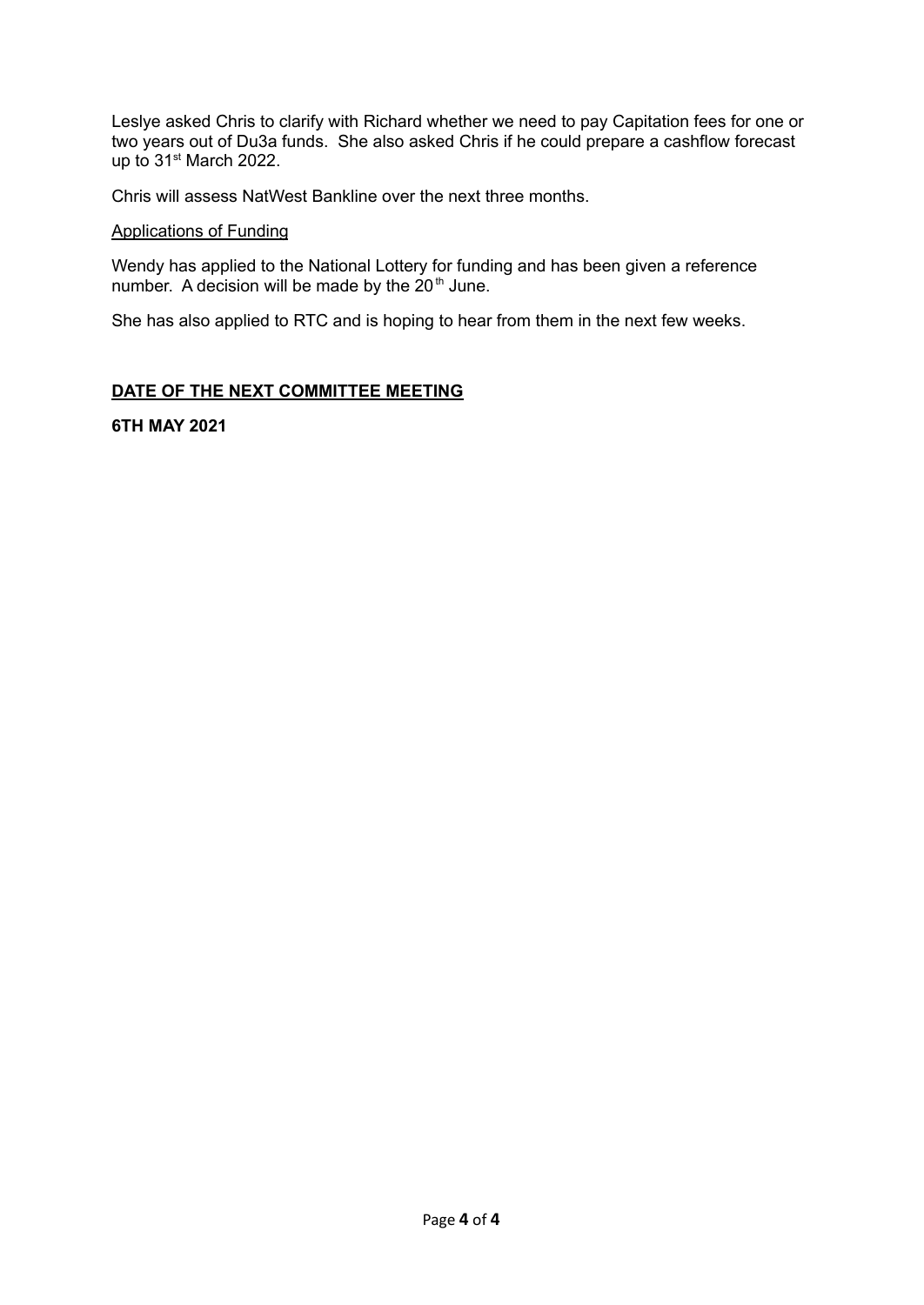Leslye asked Chris to clarify with Richard whether we need to pay Capitation fees for one or two years out of Du3a funds. She also asked Chris if he could prepare a cashflow forecast up to 31st March 2022.

Chris will assess NatWest Bankline over the next three months.

Applications of Funding

Wendy has applied to the National Lottery for funding and has been given a reference number. A decision will be made by the 20th June.

She has also applied to RTC and is hoping to hear from them in the next few weeks.

**DATE OF THE NEXT COMMITTEE MEETING**

**6TH MAY 2021**